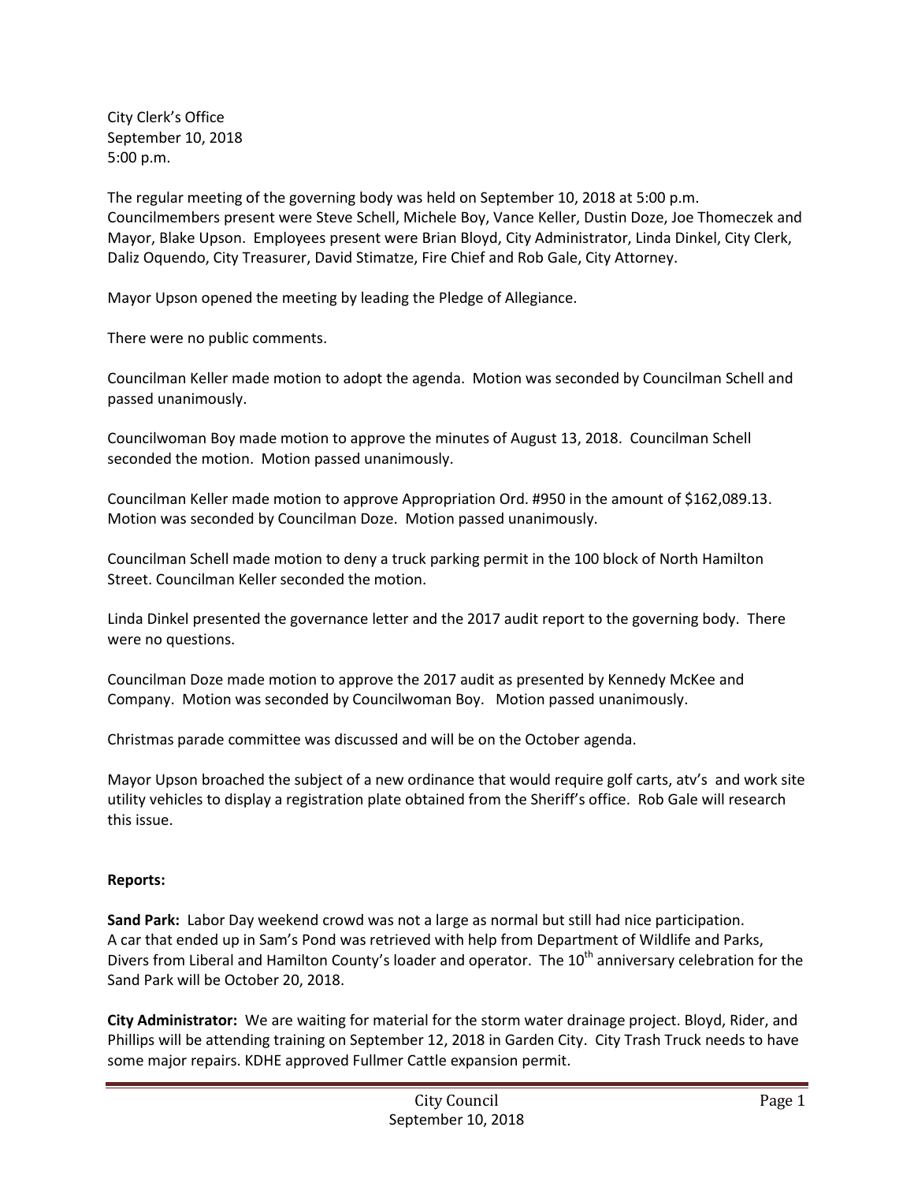City Clerk's Office
September 10, 2018
5:00 p.m.

The regular meeting of the governing body was held on September 10, 2018 at 5:00 p.m. Councilmembers present were Steve Schell, Michele Boy, Vance Keller, Dustin Doze, Joe Thomeczek and Mayor, Blake Upson. Employees present were Brian Bloyd, City Administrator, Linda Dinkel, City Clerk, Daliz Oquendo, City Treasurer, David Stimatze, Fire Chief and Rob Gale, City Attorney.

Mayor Upson opened the meeting by leading the Pledge of Allegiance.

There were no public comments.

Councilman Keller made motion to adopt the agenda. Motion was seconded by Councilman Schell and passed unanimously.

Councilwoman Boy made motion to approve the minutes of August 13, 2018. Councilman Schell seconded the motion. Motion passed unanimously.

Councilman Keller made motion to approve Appropriation Ord. #950 in the amount of $162,089.13. Motion was seconded by Councilman Doze. Motion passed unanimously.

Councilman Schell made motion to deny a truck parking permit in the 100 block of North Hamilton Street. Councilman Keller seconded the motion.

Linda Dinkel presented the governance letter and the 2017 audit report to the governing body. There were no questions.

Councilman Doze made motion to approve the 2017 audit as presented by Kennedy McKee and Company. Motion was seconded by Councilwoman Boy. Motion passed unanimously.

Christmas parade committee was discussed and will be on the October agenda.

Mayor Upson broached the subject of a new ordinance that would require golf carts, atv's and work site utility vehicles to display a registration plate obtained from the Sheriff's office. Rob Gale will research this issue.

**Reports:**

**Sand Park:** Labor Day weekend crowd was not a large as normal but still had nice participation. A car that ended up in Sam's Pond was retrieved with help from Department of Wildlife and Parks, Divers from Liberal and Hamilton County's loader and operator. The 10th anniversary celebration for the Sand Park will be October 20, 2018.

**City Administrator:** We are waiting for material for the storm water drainage project. Bloyd, Rider, and Phillips will be attending training on September 12, 2018 in Garden City. City Trash Truck needs to have some major repairs. KDHE approved Fullmer Cattle expansion permit.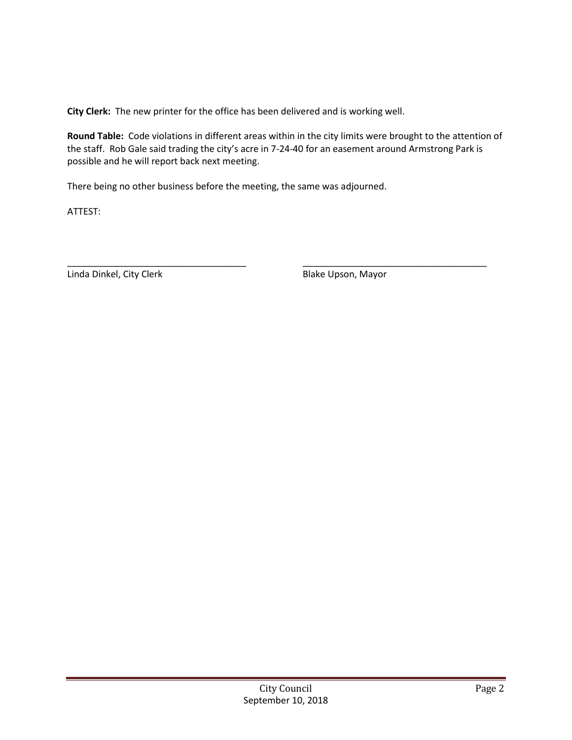**City Clerk:** The new printer for the office has been delivered and is working well.

**Round Table:** Code violations in different areas within in the city limits were brought to the attention of the staff. Rob Gale said trading the city's acre in 7-24-40 for an easement around Armstrong Park is possible and he will report back next meeting.

There being no other business before the meeting, the same was adjourned.

ATTEST:

| | |
|---|---|
| ___________________________________ | ___________________________________ |
| Linda Dinkel, City Clerk | Blake Upson, Mayor |